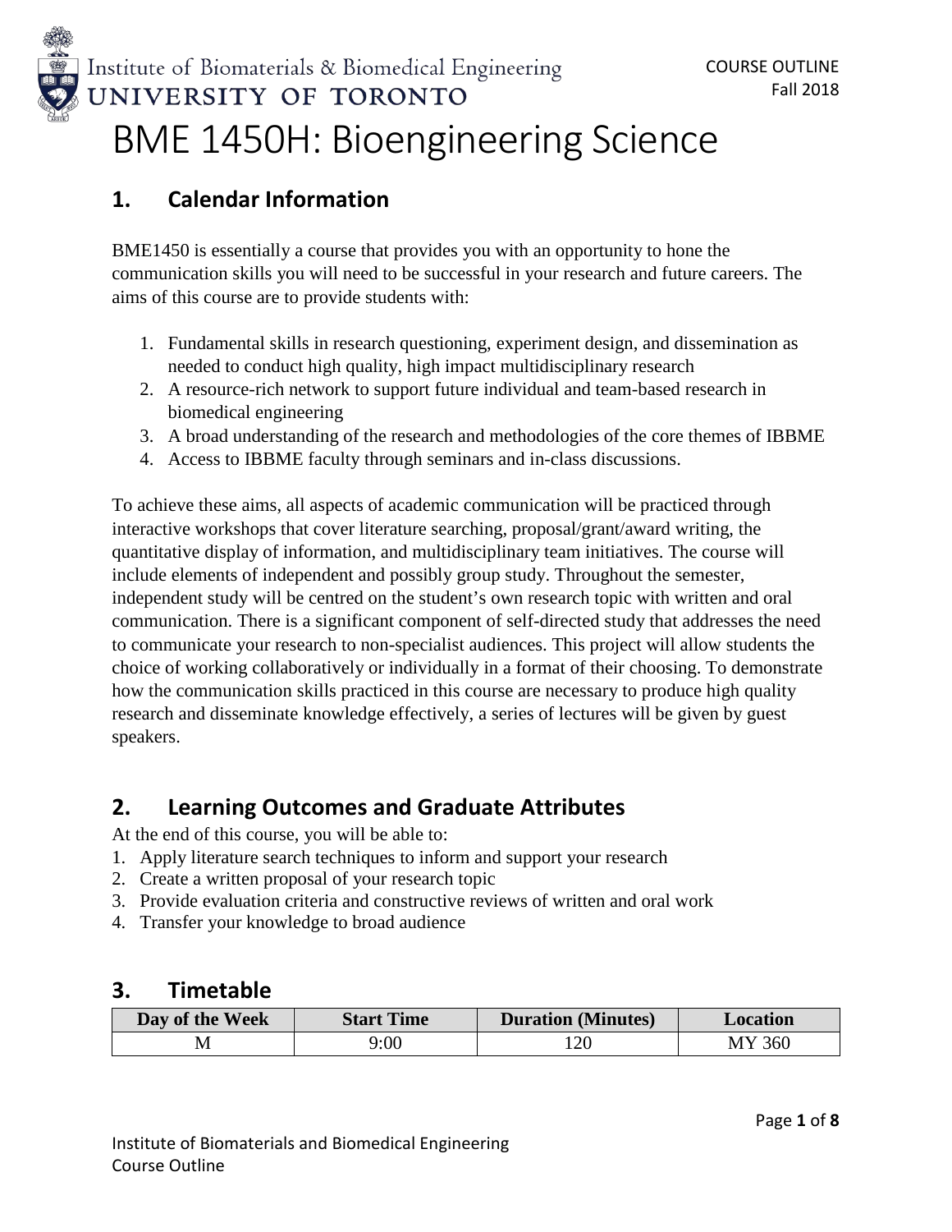Institute of Biomaterials & Biomedical Engineering
UNIVERSITY OF TORONTO

COURSE OUTLINE
Fall 2018

# BME 1450H: Bioengineering Science

## 1. Calendar Information

BME1450 is essentially a course that provides you with an opportunity to hone the communication skills you will need to be successful in your research and future careers. The aims of this course are to provide students with:

1. Fundamental skills in research questioning, experiment design, and dissemination as needed to conduct high quality, high impact multidisciplinary research
2. A resource-rich network to support future individual and team-based research in biomedical engineering
3. A broad understanding of the research and methodologies of the core themes of IBBME
4. Access to IBBME faculty through seminars and in-class discussions.

To achieve these aims, all aspects of academic communication will be practiced through interactive workshops that cover literature searching, proposal/grant/award writing, the quantitative display of information, and multidisciplinary team initiatives. The course will include elements of independent and possibly group study. Throughout the semester, independent study will be centred on the student's own research topic with written and oral communication. There is a significant component of self-directed study that addresses the need to communicate your research to non-specialist audiences. This project will allow students the choice of working collaboratively or individually in a format of their choosing. To demonstrate how the communication skills practiced in this course are necessary to produce high quality research and disseminate knowledge effectively, a series of lectures will be given by guest speakers.

## 2. Learning Outcomes and Graduate Attributes

At the end of this course, you will be able to:

1. Apply literature search techniques to inform and support your research
2. Create a written proposal of your research topic
3. Provide evaluation criteria and constructive reviews of written and oral work
4. Transfer your knowledge to broad audience

## 3. Timetable

| Day of the Week | Start Time | Duration (Minutes) | Location |
|---|---|---|---|
| M | 9:00 | 120 | MY 360 |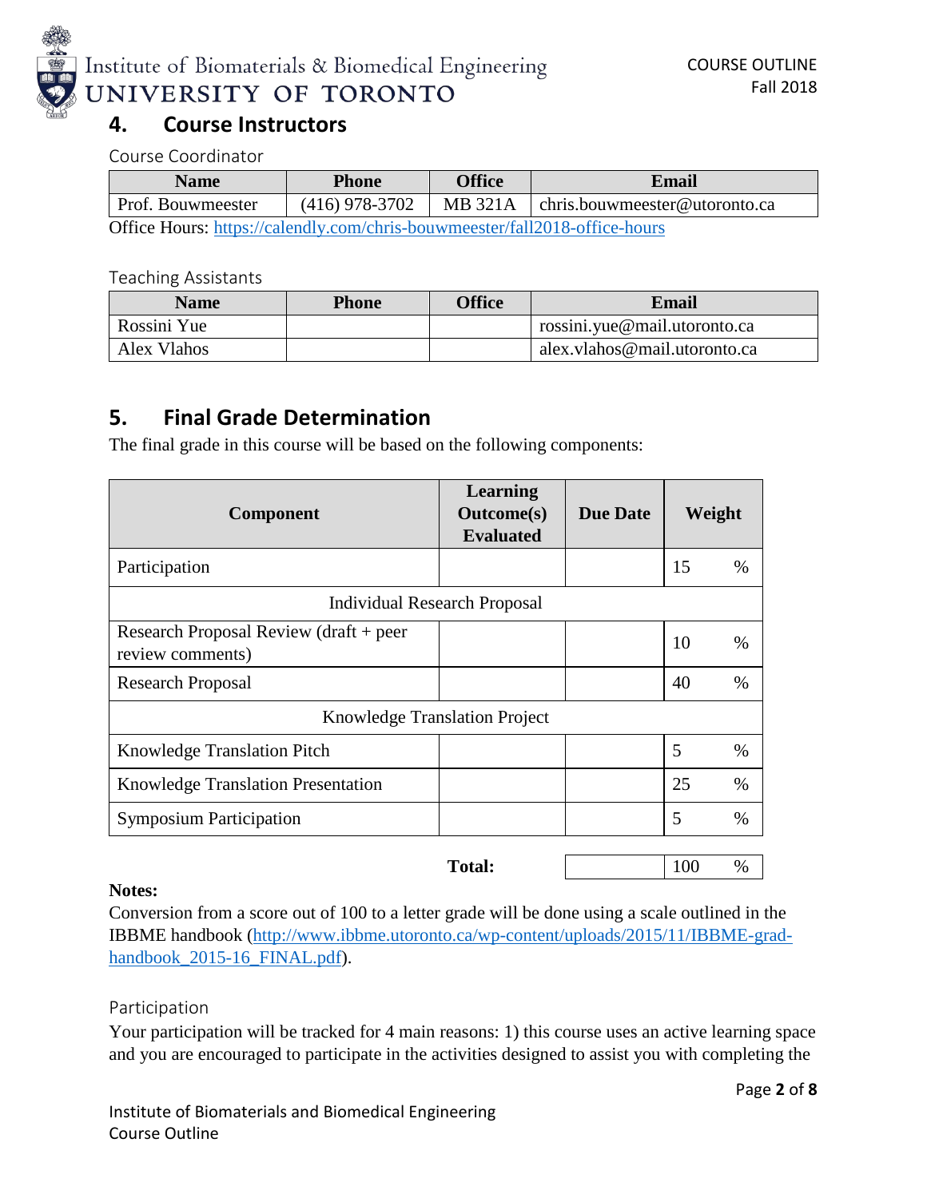## 4. Course Instructors

Course Coordinator

| Name | Phone | Office | Email |
| --- | --- | --- | --- |
| Prof. Bouwmeester | (416) 978-3702 | MB 321A | chris.bouwmeester@utoronto.ca |

Office Hours: https://calendly.com/chris-bouwmeester/fall2018-office-hours

Teaching Assistants

| Name | Phone | Office | Email |
| --- | --- | --- | --- |
| Rossini Yue | | | rossini.yue@mail.utoronto.ca |
| Alex Vlahos | | | alex.vlahos@mail.utoronto.ca |

## 5. Final Grade Determination

The final grade in this course will be based on the following components:

| Component | Learning Outcome(s) Evaluated | Due Date | Weight |
| --- | --- | --- | --- |
| Participation | | | 15 % |
| Individual Research Proposal | | | |
| Research Proposal Review (draft + peer review comments) | | | 10 % |
| Research Proposal | | | 40 % |
| Knowledge Translation Project | | | |
| Knowledge Translation Pitch | | | 5 % |
| Knowledge Translation Presentation | | | 25 % |
| Symposium Participation | | | 5 % |
| | **Total:** | | 100 % |

**Notes:**

Conversion from a score out of 100 to a letter grade will be done using a scale outlined in the IBBME handbook (http://www.ibbme.utoronto.ca/wp-content/uploads/2015/11/IBBME-grad-handbook_2015-16_FINAL.pdf).

### Participation

Your participation will be tracked for 4 main reasons: 1) this course uses an active learning space and you are encouraged to participate in the activities designed to assist you with completing the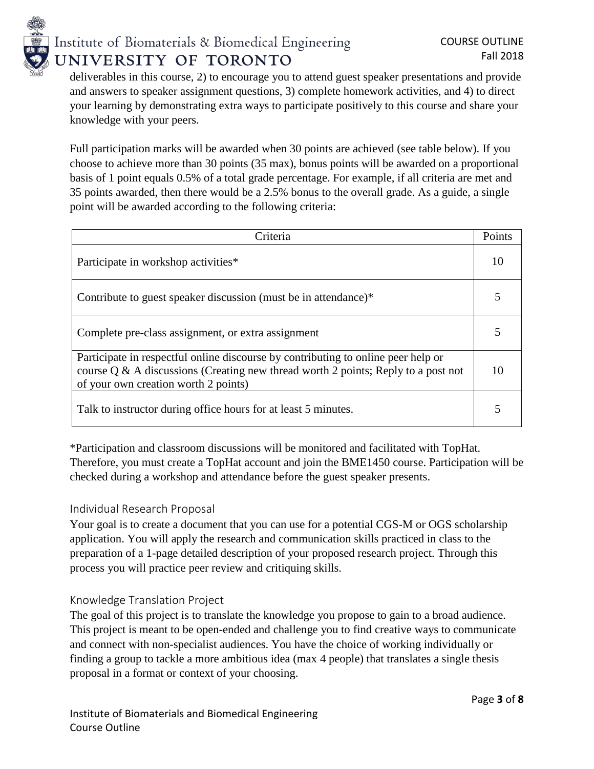deliverables in this course, 2) to encourage you to attend guest speaker presentations and provide and answers to speaker assignment questions, 3) complete homework activities, and 4) to direct your learning by demonstrating extra ways to participate positively to this course and share your knowledge with your peers.

Full participation marks will be awarded when 30 points are achieved (see table below). If you choose to achieve more than 30 points (35 max), bonus points will be awarded on a proportional basis of 1 point equals 0.5% of a total grade percentage. For example, if all criteria are met and 35 points awarded, then there would be a 2.5% bonus to the overall grade. As a guide, a single point will be awarded according to the following criteria:

| Criteria | Points |
|---|---|
| Participate in workshop activities* | 10 |
| Contribute to guest speaker discussion (must be in attendance)* | 5 |
| Complete pre-class assignment, or extra assignment | 5 |
| Participate in respectful online discourse by contributing to online peer help or course Q & A discussions (Creating new thread worth 2 points; Reply to a post not of your own creation worth 2 points) | 10 |
| Talk to instructor during office hours for at least 5 minutes. | 5 |

*Participation and classroom discussions will be monitored and facilitated with TopHat. Therefore, you must create a TopHat account and join the BME1450 course. Participation will be checked during a workshop and attendance before the guest speaker presents.

### Individual Research Proposal

Your goal is to create a document that you can use for a potential CGS-M or OGS scholarship application. You will apply the research and communication skills practiced in class to the preparation of a 1-page detailed description of your proposed research project. Through this process you will practice peer review and critiquing skills.

### Knowledge Translation Project

The goal of this project is to translate the knowledge you propose to gain to a broad audience. This project is meant to be open-ended and challenge you to find creative ways to communicate and connect with non-specialist audiences. You have the choice of working individually or finding a group to tackle a more ambitious idea (max 4 people) that translates a single thesis proposal in a format or context of your choosing.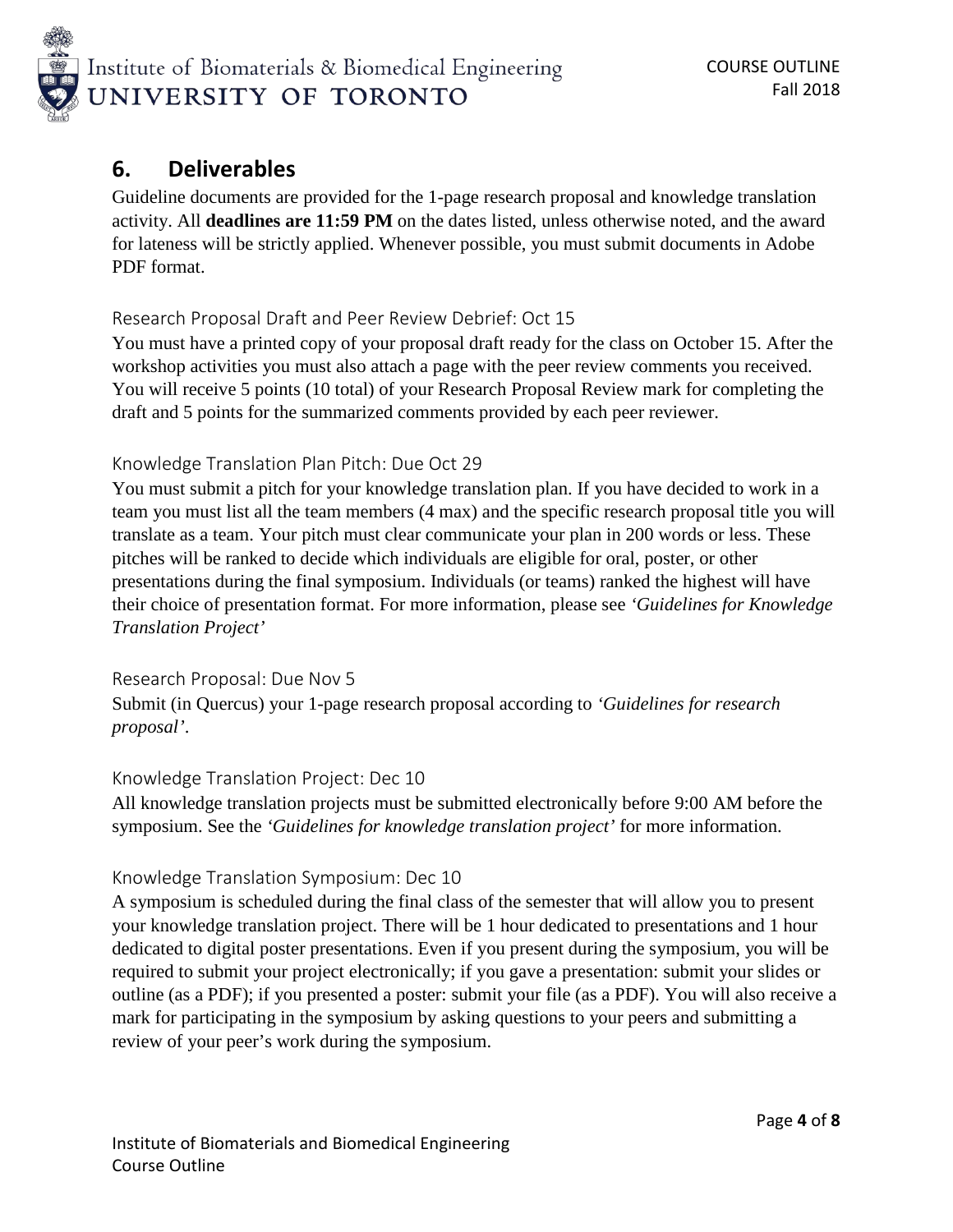## 6. Deliverables

Guideline documents are provided for the 1-page research proposal and knowledge translation activity. All **deadlines are 11:59 PM** on the dates listed, unless otherwise noted, and the award for lateness will be strictly applied. Whenever possible, you must submit documents in Adobe PDF format.

### Research Proposal Draft and Peer Review Debrief: Oct 15

You must have a printed copy of your proposal draft ready for the class on October 15. After the workshop activities you must also attach a page with the peer review comments you received. You will receive 5 points (10 total) of your Research Proposal Review mark for completing the draft and 5 points for the summarized comments provided by each peer reviewer.

### Knowledge Translation Plan Pitch: Due Oct 29

You must submit a pitch for your knowledge translation plan. If you have decided to work in a team you must list all the team members (4 max) and the specific research proposal title you will translate as a team. Your pitch must clear communicate your plan in 200 words or less. These pitches will be ranked to decide which individuals are eligible for oral, poster, or other presentations during the final symposium. Individuals (or teams) ranked the highest will have their choice of presentation format. For more information, please see *'Guidelines for Knowledge Translation Project'*

### Research Proposal: Due Nov 5

Submit (in Quercus) your 1-page research proposal according to *'Guidelines for research proposal'*.

### Knowledge Translation Project: Dec 10

All knowledge translation projects must be submitted electronically before 9:00 AM before the symposium. See the *'Guidelines for knowledge translation project'* for more information.

### Knowledge Translation Symposium: Dec 10

A symposium is scheduled during the final class of the semester that will allow you to present your knowledge translation project. There will be 1 hour dedicated to presentations and 1 hour dedicated to digital poster presentations. Even if you present during the symposium, you will be required to submit your project electronically; if you gave a presentation: submit your slides or outline (as a PDF); if you presented a poster: submit your file (as a PDF). You will also receive a mark for participating in the symposium by asking questions to your peers and submitting a review of your peer's work during the symposium.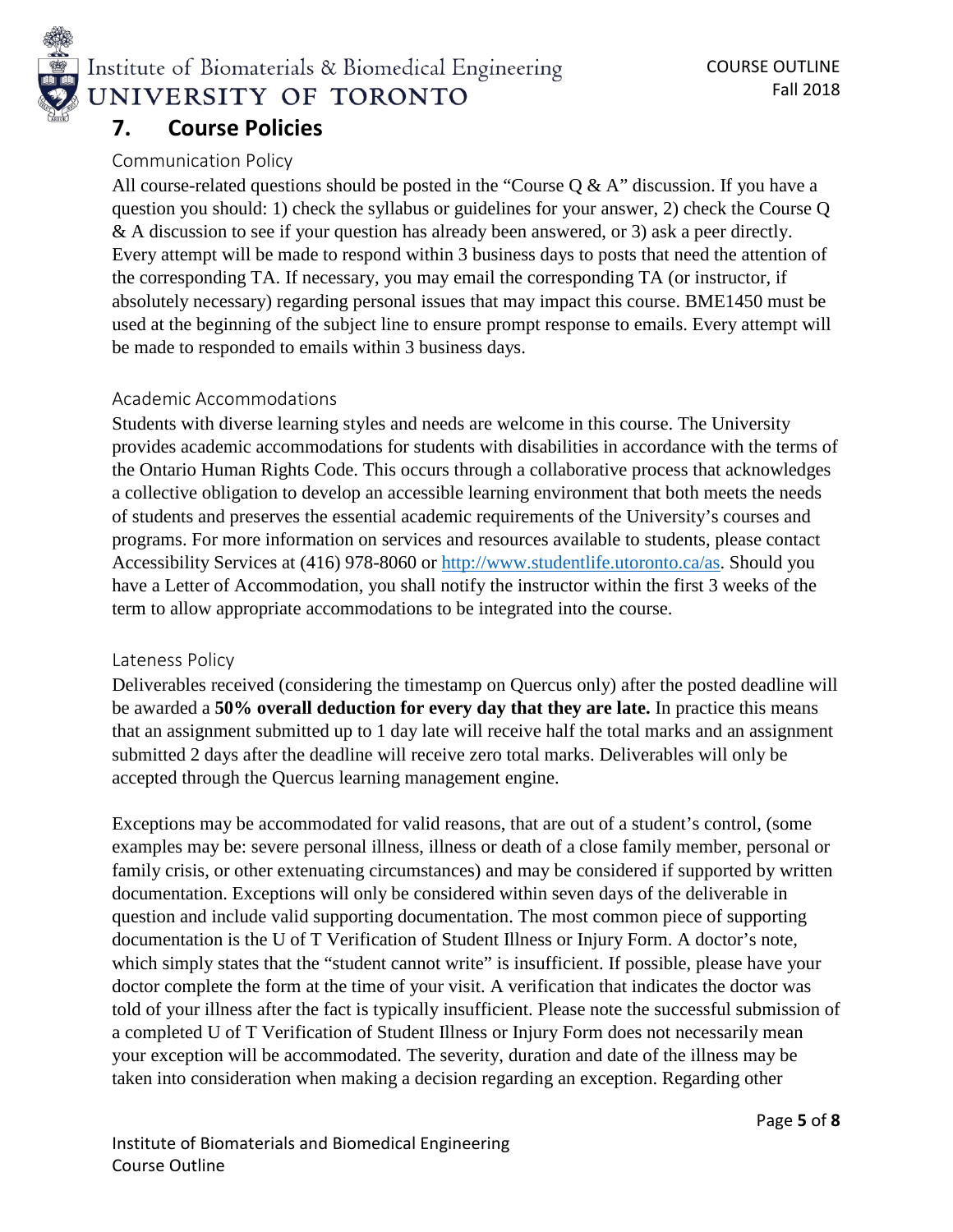## 7. Course Policies

### Communication Policy

All course-related questions should be posted in the "Course Q & A" discussion. If you have a question you should: 1) check the syllabus or guidelines for your answer, 2) check the Course Q & A discussion to see if your question has already been answered, or 3) ask a peer directly. Every attempt will be made to respond within 3 business days to posts that need the attention of the corresponding TA. If necessary, you may email the corresponding TA (or instructor, if absolutely necessary) regarding personal issues that may impact this course. BME1450 must be used at the beginning of the subject line to ensure prompt response to emails. Every attempt will be made to responded to emails within 3 business days.

### Academic Accommodations

Students with diverse learning styles and needs are welcome in this course. The University provides academic accommodations for students with disabilities in accordance with the terms of the Ontario Human Rights Code. This occurs through a collaborative process that acknowledges a collective obligation to develop an accessible learning environment that both meets the needs of students and preserves the essential academic requirements of the University's courses and programs. For more information on services and resources available to students, please contact Accessibility Services at (416) 978-8060 or [http://www.studentlife.utoronto.ca/as](http://www.studentlife.utoronto.ca/as). Should you have a Letter of Accommodation, you shall notify the instructor within the first 3 weeks of the term to allow appropriate accommodations to be integrated into the course.

### Lateness Policy

Deliverables received (considering the timestamp on Quercus only) after the posted deadline will be awarded a **50% overall deduction for every day that they are late.** In practice this means that an assignment submitted up to 1 day late will receive half the total marks and an assignment submitted 2 days after the deadline will receive zero total marks. Deliverables will only be accepted through the Quercus learning management engine.

Exceptions may be accommodated for valid reasons, that are out of a student's control, (some examples may be: severe personal illness, illness or death of a close family member, personal or family crisis, or other extenuating circumstances) and may be considered if supported by written documentation. Exceptions will only be considered within seven days of the deliverable in question and include valid supporting documentation. The most common piece of supporting documentation is the U of T Verification of Student Illness or Injury Form. A doctor's note, which simply states that the "student cannot write" is insufficient. If possible, please have your doctor complete the form at the time of your visit. A verification that indicates the doctor was told of your illness after the fact is typically insufficient. Please note the successful submission of a completed U of T Verification of Student Illness or Injury Form does not necessarily mean your exception will be accommodated. The severity, duration and date of the illness may be taken into consideration when making a decision regarding an exception. Regarding other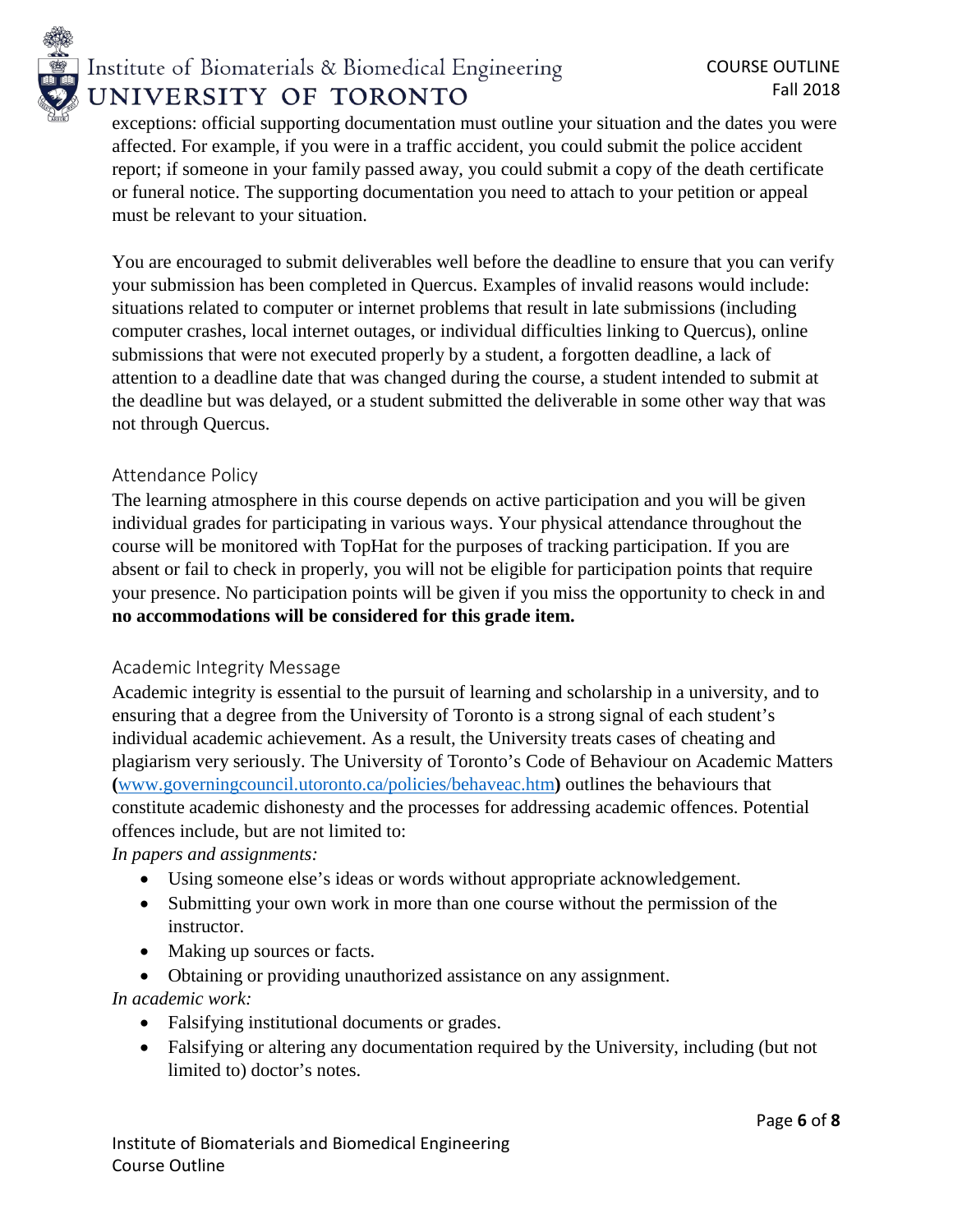exceptions: official supporting documentation must outline your situation and the dates you were affected. For example, if you were in a traffic accident, you could submit the police accident report; if someone in your family passed away, you could submit a copy of the death certificate or funeral notice. The supporting documentation you need to attach to your petition or appeal must be relevant to your situation.

You are encouraged to submit deliverables well before the deadline to ensure that you can verify your submission has been completed in Quercus. Examples of invalid reasons would include: situations related to computer or internet problems that result in late submissions (including computer crashes, local internet outages, or individual difficulties linking to Quercus), online submissions that were not executed properly by a student, a forgotten deadline, a lack of attention to a deadline date that was changed during the course, a student intended to submit at the deadline but was delayed, or a student submitted the deliverable in some other way that was not through Quercus.

### Attendance Policy

The learning atmosphere in this course depends on active participation and you will be given individual grades for participating in various ways. Your physical attendance throughout the course will be monitored with TopHat for the purposes of tracking participation. If you are absent or fail to check in properly, you will not be eligible for participation points that require your presence. No participation points will be given if you miss the opportunity to check in and **no accommodations will be considered for this grade item.**

### Academic Integrity Message

Academic integrity is essential to the pursuit of learning and scholarship in a university, and to ensuring that a degree from the University of Toronto is a strong signal of each student's individual academic achievement. As a result, the University treats cases of cheating and plagiarism very seriously. The University of Toronto's Code of Behaviour on Academic Matters **(**[www.governingcouncil.utoronto.ca/policies/behaveac.htm](www.governingcouncil.utoronto.ca/policies/behaveac.htm)**)** outlines the behaviours that constitute academic dishonesty and the processes for addressing academic offences. Potential offences include, but are not limited to:

*In papers and assignments:*

- Using someone else's ideas or words without appropriate acknowledgement.
- Submitting your own work in more than one course without the permission of the instructor.
- Making up sources or facts.
- Obtaining or providing unauthorized assistance on any assignment.

*In academic work:*

- Falsifying institutional documents or grades.
- Falsifying or altering any documentation required by the University, including (but not limited to) doctor's notes.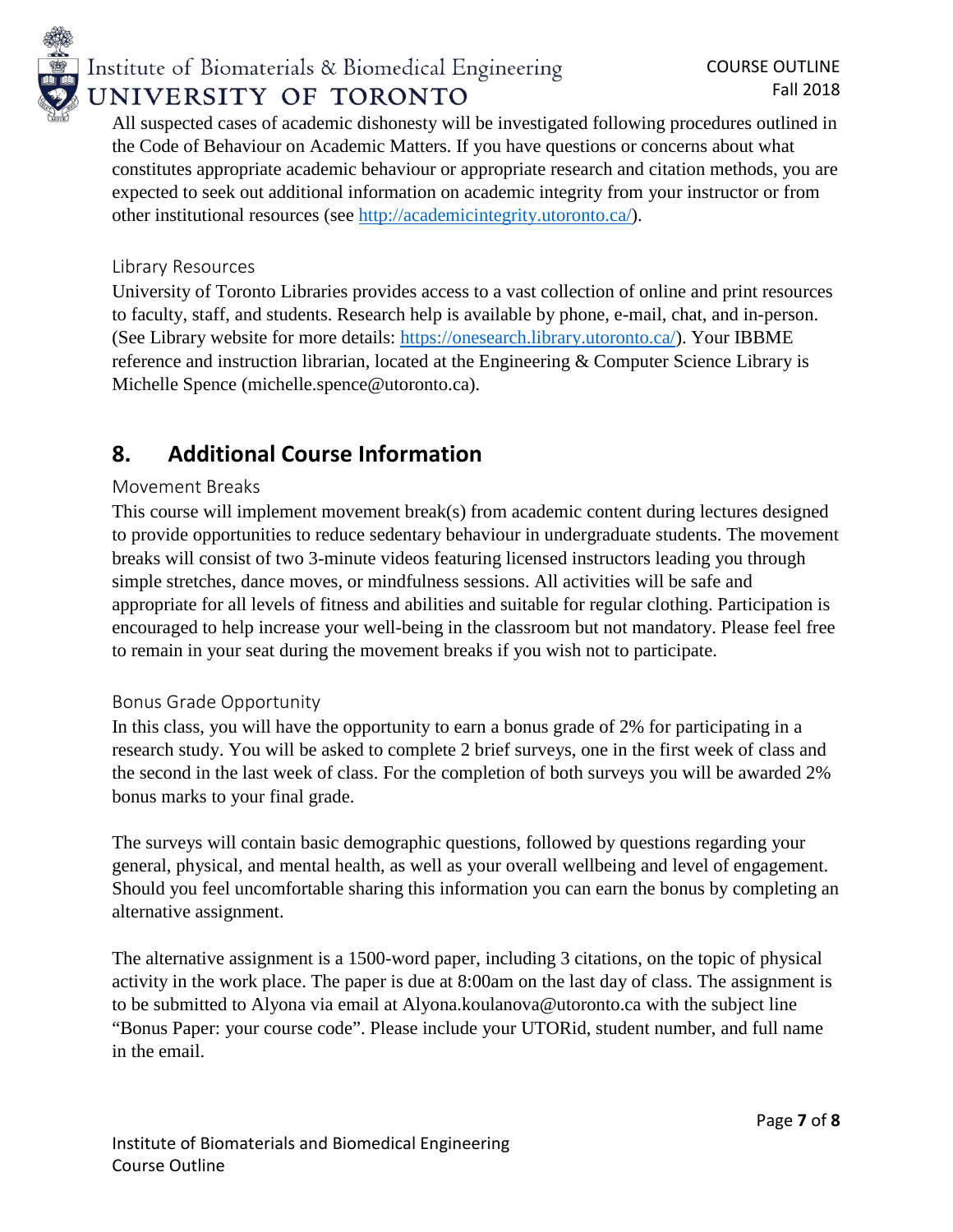All suspected cases of academic dishonesty will be investigated following procedures outlined in the Code of Behaviour on Academic Matters. If you have questions or concerns about what constitutes appropriate academic behaviour or appropriate research and citation methods, you are expected to seek out additional information on academic integrity from your instructor or from other institutional resources (see http://academicintegrity.utoronto.ca/).

### Library Resources

University of Toronto Libraries provides access to a vast collection of online and print resources to faculty, staff, and students. Research help is available by phone, e-mail, chat, and in-person. (See Library website for more details: https://onesearch.library.utoronto.ca/). Your IBBME reference and instruction librarian, located at the Engineering & Computer Science Library is Michelle Spence (michelle.spence@utoronto.ca).

## 8. Additional Course Information

### Movement Breaks

This course will implement movement break(s) from academic content during lectures designed to provide opportunities to reduce sedentary behaviour in undergraduate students. The movement breaks will consist of two 3-minute videos featuring licensed instructors leading you through simple stretches, dance moves, or mindfulness sessions. All activities will be safe and appropriate for all levels of fitness and abilities and suitable for regular clothing. Participation is encouraged to help increase your well-being in the classroom but not mandatory. Please feel free to remain in your seat during the movement breaks if you wish not to participate.

### Bonus Grade Opportunity

In this class, you will have the opportunity to earn a bonus grade of 2% for participating in a research study. You will be asked to complete 2 brief surveys, one in the first week of class and the second in the last week of class. For the completion of both surveys you will be awarded 2% bonus marks to your final grade.

The surveys will contain basic demographic questions, followed by questions regarding your general, physical, and mental health, as well as your overall wellbeing and level of engagement. Should you feel uncomfortable sharing this information you can earn the bonus by completing an alternative assignment.

The alternative assignment is a 1500-word paper, including 3 citations, on the topic of physical activity in the work place. The paper is due at 8:00am on the last day of class. The assignment is to be submitted to Alyona via email at Alyona.koulanova@utoronto.ca with the subject line "Bonus Paper: your course code". Please include your UTORid, student number, and full name in the email.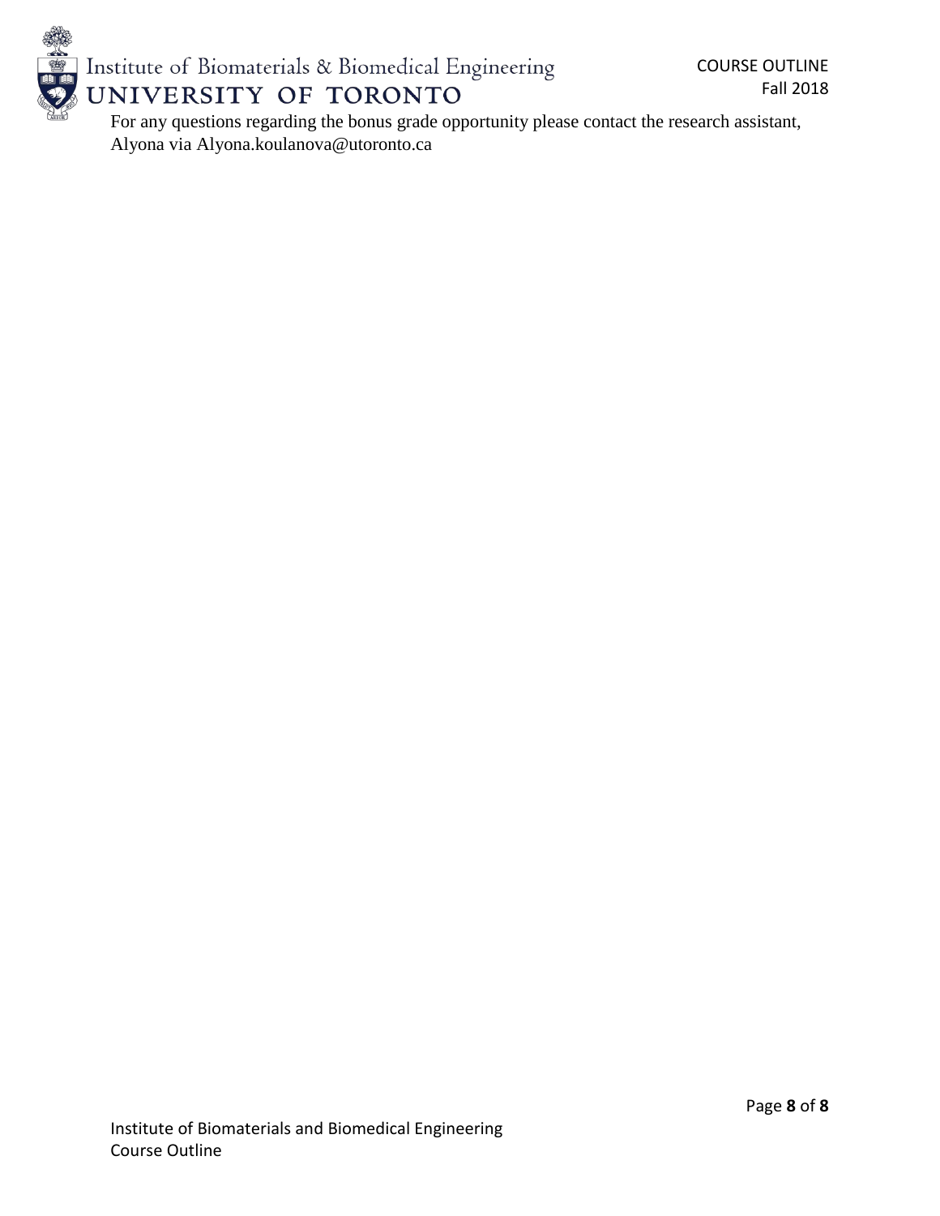For any questions regarding the bonus grade opportunity please contact the research assistant, Alyona via Alyona.koulanova@utoronto.ca